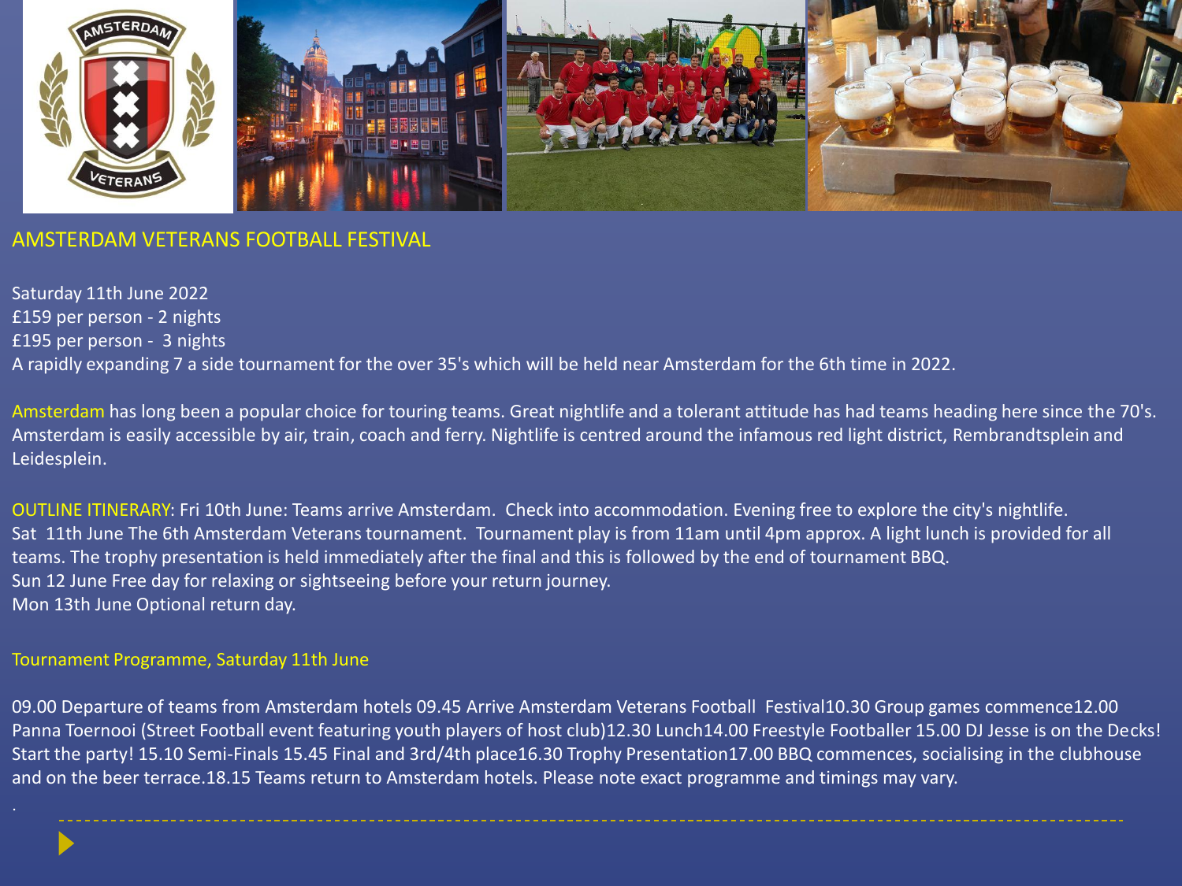# AMSTERDAM VETERANS FOOTBALL FESTIVAL

Saturday 11th June 2022
£159 per person - 2 nights
£195 per person - 3 nights
A rapidly expanding 7 a side tournament for the over 35's which will be held near Amsterdam for the 6th time in 2022.

Amsterdam has long been a popular choice for touring teams. Great nightlife and a tolerant attitude has had teams heading here since the 70's. Amsterdam is easily accessible by air, train, coach and ferry. Nightlife is centred around the infamous red light district, Rembrandtsplein and Leidesplein.

OUTLINE ITINERARY: Fri 10th June: Teams arrive Amsterdam. Check into accommodation. Evening free to explore the city's nightlife.
Sat 11th June The 6th Amsterdam Veterans tournament. Tournament play is from 11am until 4pm approx. A light lunch is provided for all teams. The trophy presentation is held immediately after the final and this is followed by the end of tournament BBQ.
Sun 12 June Free day for relaxing or sightseeing before your return journey.
Mon 13th June Optional return day.

## Tournament Programme, Saturday 11th June

09.00 Departure of teams from Amsterdam hotels 09.45 Arrive Amsterdam Veterans Football Festival10.30 Group games commence12.00 Panna Toernooi (Street Football event featuring youth players of host club)12.30 Lunch14.00 Freestyle Footballer 15.00 DJ Jesse is on the Decks! Start the party! 15.10 Semi-Finals 15.45 Final and 3rd/4th place16.30 Trophy Presentation17.00 BBQ commences, socialising in the clubhouse and on the beer terrace.18.15 Teams return to Amsterdam hotels. Please note exact programme and timings may vary.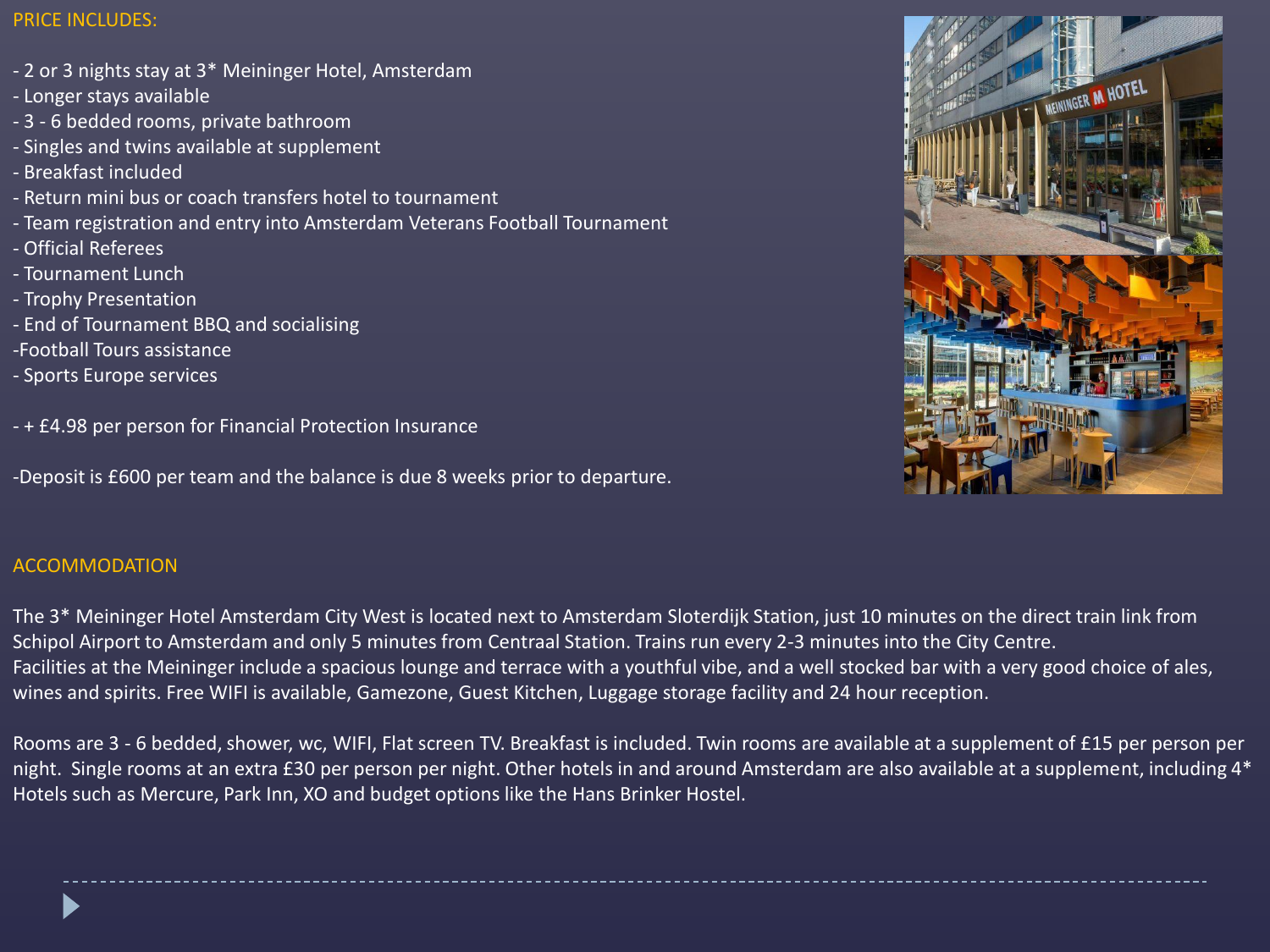## PRICE INCLUDES:

- 2 or 3 nights stay at 3* Meininger Hotel, Amsterdam
- Longer stays available
- 3 - 6 bedded rooms, private bathroom
- Singles and twins available at supplement
- Breakfast included
- Return mini bus or coach transfers hotel to tournament
- Team registration and entry into Amsterdam Veterans Football Tournament
- Official Referees
- Tournament Lunch
- Trophy Presentation
- End of Tournament BBQ and socialising
- Football Tours assistance
- Sports Europe services

- + £4.98 per person for Financial Protection Insurance

-Deposit is £600 per team and the balance is due 8 weeks prior to departure.

## ACCOMMODATION

The 3* Meininger Hotel Amsterdam City West is located next to Amsterdam Sloterdijk Station, just 10 minutes on the direct train link from Schipol Airport to Amsterdam and only 5 minutes from Centraal Station. Trains run every 2-3 minutes into the City Centre.
Facilities at the Meininger include a spacious lounge and terrace with a youthful vibe, and a well stocked bar with a very good choice of ales, wines and spirits. Free WIFI is available, Gamezone, Guest Kitchen, Luggage storage facility and 24 hour reception.

Rooms are 3 - 6 bedded, shower, wc, WIFI, Flat screen TV. Breakfast is included. Twin rooms are available at a supplement of £15 per person per night. Single rooms at an extra £30 per person per night. Other hotels in and around Amsterdam are also available at a supplement, including 4* Hotels such as Mercure, Park Inn, XO and budget options like the Hans Brinker Hostel.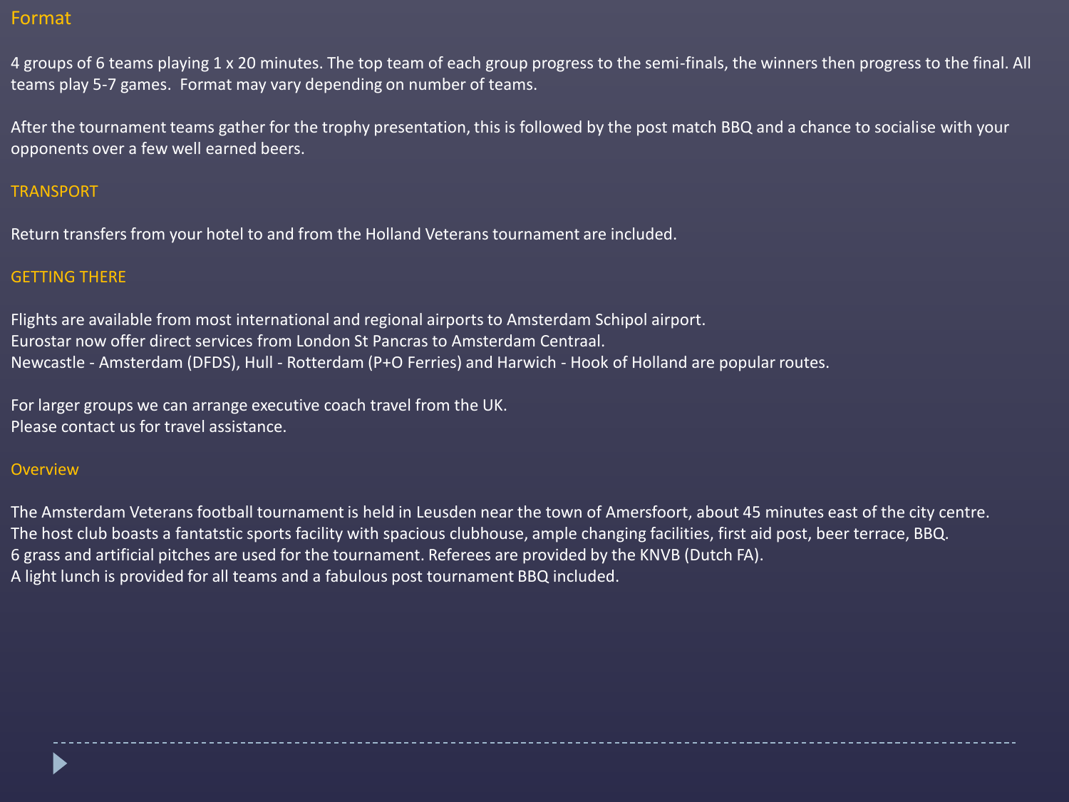## Format

4 groups of 6 teams playing 1 x 20 minutes. The top team of each group progress to the semi-finals, the winners then progress to the final. All teams play 5-7 games. Format may vary depending on number of teams.

After the tournament teams gather for the trophy presentation, this is followed by the post match BBQ and a chance to socialise with your opponents over a few well earned beers.

## TRANSPORT

Return transfers from your hotel to and from the Holland Veterans tournament are included.

## GETTING THERE

Flights are available from most international and regional airports to Amsterdam Schipol airport.
Eurostar now offer direct services from London St Pancras to Amsterdam Centraal.
Newcastle - Amsterdam (DFDS), Hull - Rotterdam (P+O Ferries) and Harwich - Hook of Holland are popular routes.

For larger groups we can arrange executive coach travel from the UK.
Please contact us for travel assistance.

## Overview

The Amsterdam Veterans football tournament is held in Leusden near the town of Amersfoort, about 45 minutes east of the city centre.
The host club boasts a fantatstic sports facility with spacious clubhouse, ample changing facilities, first aid post, beer terrace, BBQ.
6 grass and artificial pitches are used for the tournament. Referees are provided by the KNVB (Dutch FA).
A light lunch is provided for all teams and a fabulous post tournament BBQ included.